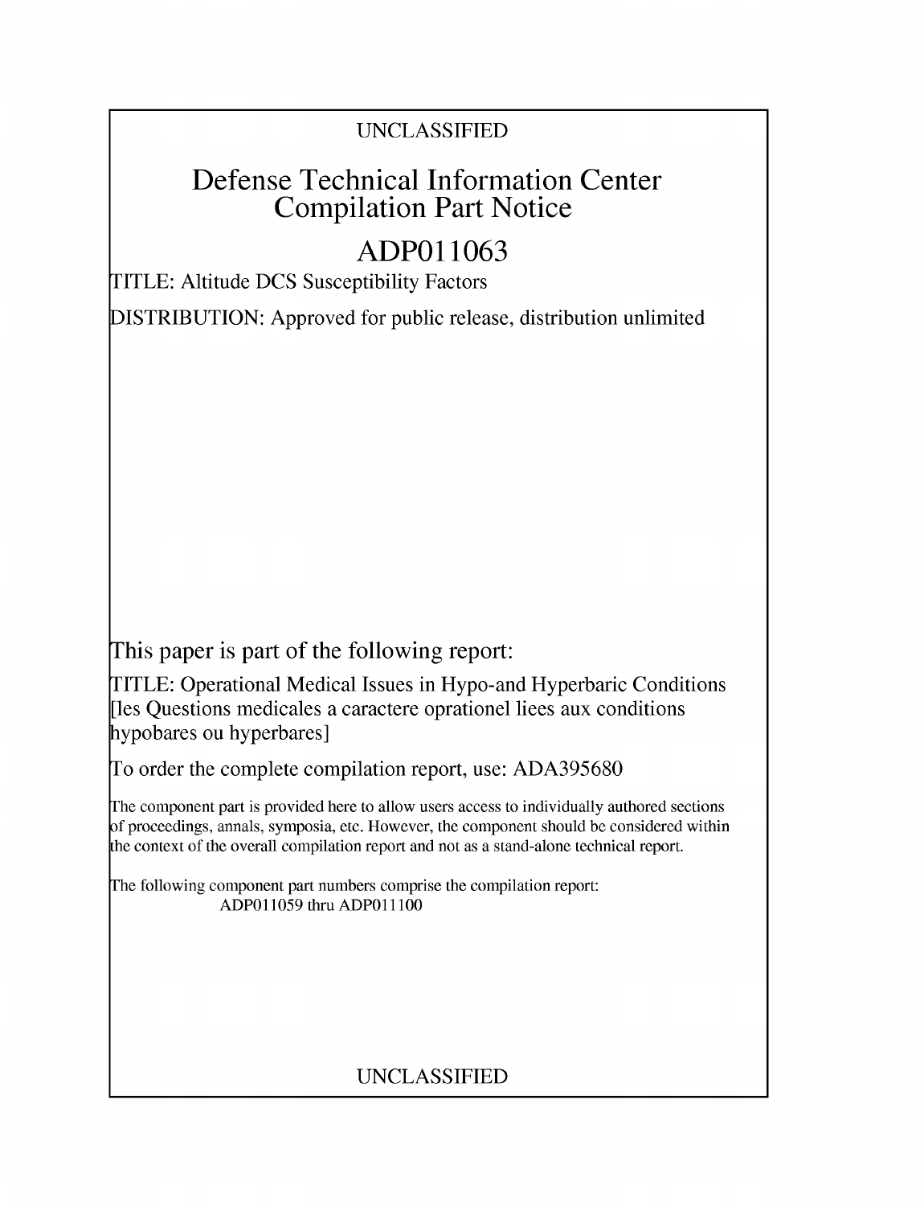UNCLASSIFIED

# Defense Technical Information Center Compilation Part Notice

# ADP011063

TITLE: Altitude DCS Susceptibility Factors

DISTRIBUTION: Approved for public release, distribution unlimited

This paper is part of the following report:

TITLE: Operational Medical Issues in Hypo-and Hyperbaric Conditions [les Questions medicales a caractere oprationel liees aux conditions hypobares ou hyperbares]

To order the complete compilation report, use: ADA395680

The component part is provided here to allow users access to individually authored sections of proceedings, annals, symposia, etc. However, the component should be considered within the context of the overall compilation report and not as a stand-alone technical report.

The following component part numbers comprise the compilation report:
ADP011059 thru ADP011100

UNCLASSIFIED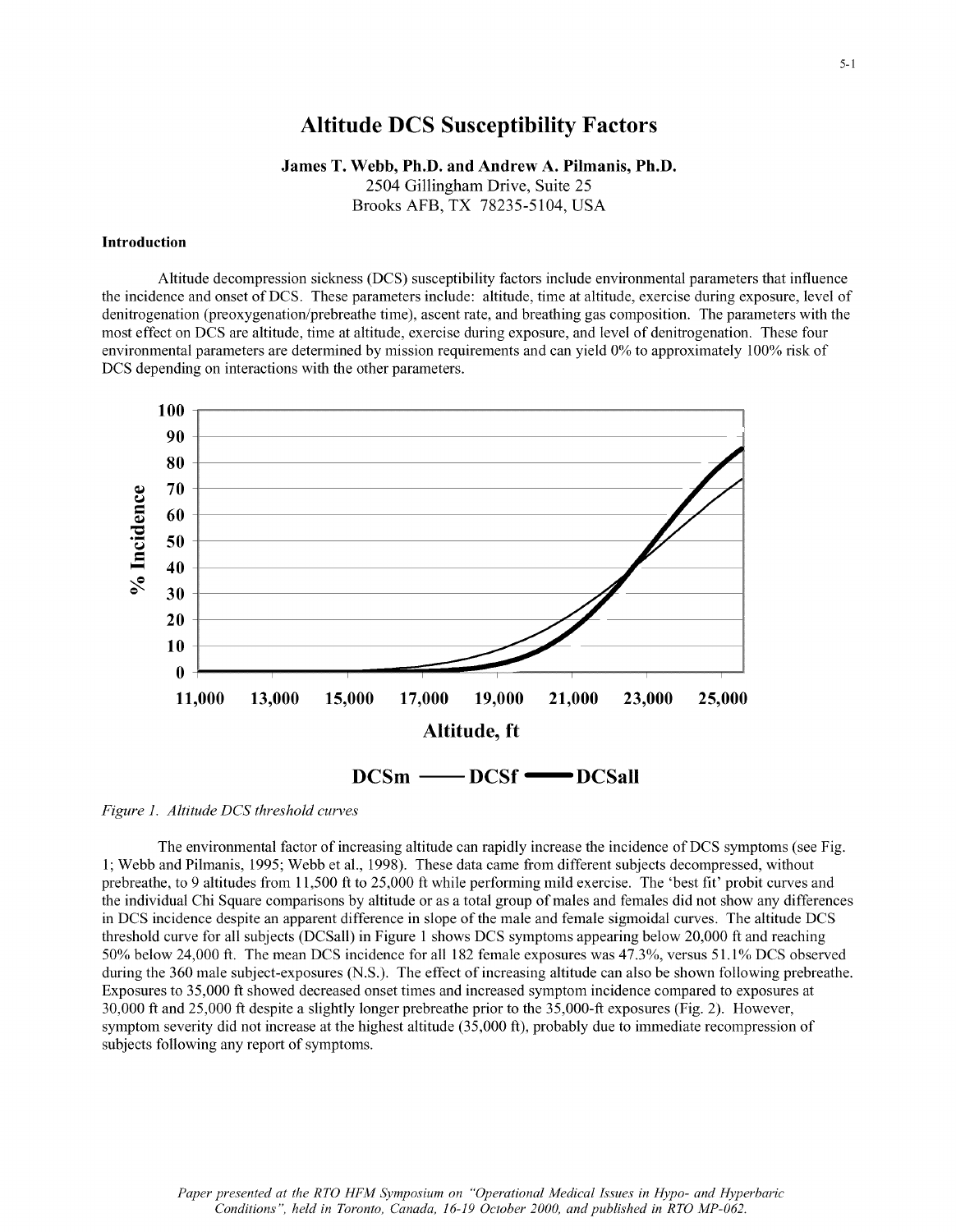# Altitude DCS Susceptibility Factors

**James T. Webb, Ph.D. and Andrew A. Pilmanis, Ph.D.**
2504 Gillingham Drive, Suite 25
Brooks AFB, TX 78235-5104, USA

### Introduction

Altitude decompression sickness (DCS) susceptibility factors include environmental parameters that influence the incidence and onset of DCS. These parameters include: altitude, time at altitude, exercise during exposure, level of denitrogenation (preoxygenation/prebreathe time), ascent rate, and breathing gas composition. The parameters with the most effect on DCS are altitude, time at altitude, exercise during exposure, and level of denitrogenation. These four environmental parameters are determined by mission requirements and can yield 0% to approximately 100% risk of DCS depending on interactions with the other parameters.

*Figure 1. Altitude DCS threshold curves*

The environmental factor of increasing altitude can rapidly increase the incidence of DCS symptoms (see Fig. 1; Webb and Pilmanis, 1995; Webb et al., 1998). These data came from different subjects decompressed, without prebreathe, to 9 altitudes from 11,500 ft to 25,000 ft while performing mild exercise. The 'best fit' probit curves and the individual Chi Square comparisons by altitude or as a total group of males and females did not show any differences in DCS incidence despite an apparent difference in slope of the male and female sigmoidal curves. The altitude DCS threshold curve for all subjects (DCSall) in Figure 1 shows DCS symptoms appearing below 20,000 ft and reaching 50% below 24,000 ft. The mean DCS incidence for all 182 female exposures was 47.3%, versus 51.1% DCS observed during the 360 male subject-exposures (N.S.). The effect of increasing altitude can also be shown following prebreathe. Exposures to 35,000 ft showed decreased onset times and increased symptom incidence compared to exposures at 30,000 ft and 25,000 ft despite a slightly longer prebreathe prior to the 35,000-ft exposures (Fig. 2). However, symptom severity did not increase at the highest altitude (35,000 ft), probably due to immediate recompression of subjects following any report of symptoms.

*Paper presented at the RTO HFM Symposium on "Operational Medical Issues in Hypo- and Hyperbaric Conditions", held in Toronto, Canada, 16-19 October 2000, and published in RTO MP-062.*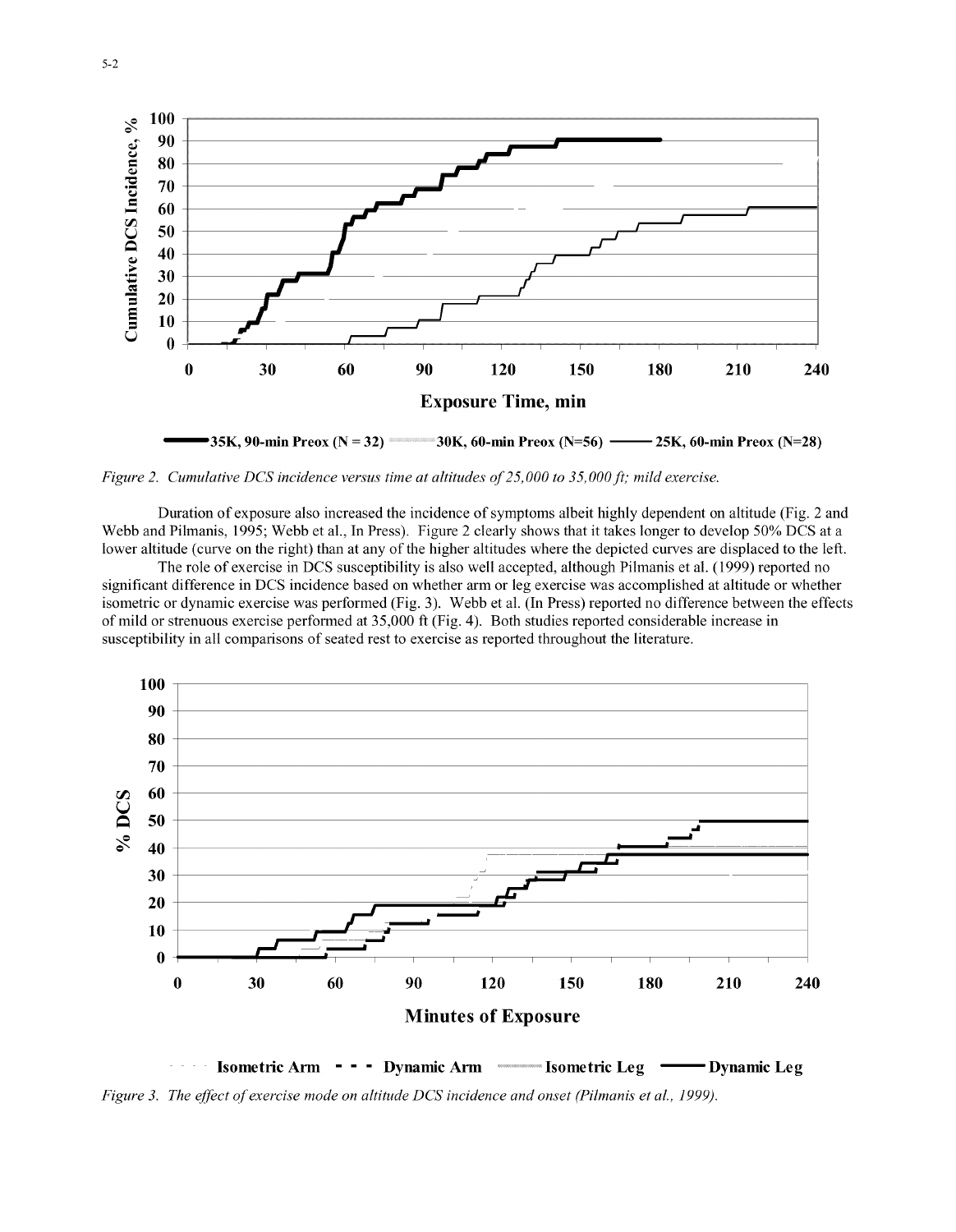Figure 2. *Cumulative DCS incidence versus time at altitudes of 25,000 to 35,000 ft; mild exercise.*

Duration of exposure also increased the incidence of symptoms albeit highly dependent on altitude (Fig. 2 and Webb and Pilmanis, 1995; Webb et al., In Press). Figure 2 clearly shows that it takes longer to develop 50% DCS at a lower altitude (curve on the right) than at any of the higher altitudes where the depicted curves are displaced to the left.

The role of exercise in DCS susceptibility is also well accepted, although Pilmanis et al. (1999) reported no significant difference in DCS incidence based on whether arm or leg exercise was accomplished at altitude or whether isometric or dynamic exercise was performed (Fig. 3). Webb et al. (In Press) reported no difference between the effects of mild or strenuous exercise performed at 35,000 ft (Fig. 4). Both studies reported considerable increase in susceptibility in all comparisons of seated rest to exercise as reported throughout the literature.

Figure 3. *The effect of exercise mode on altitude DCS incidence and onset (Pilmanis et al., 1999).*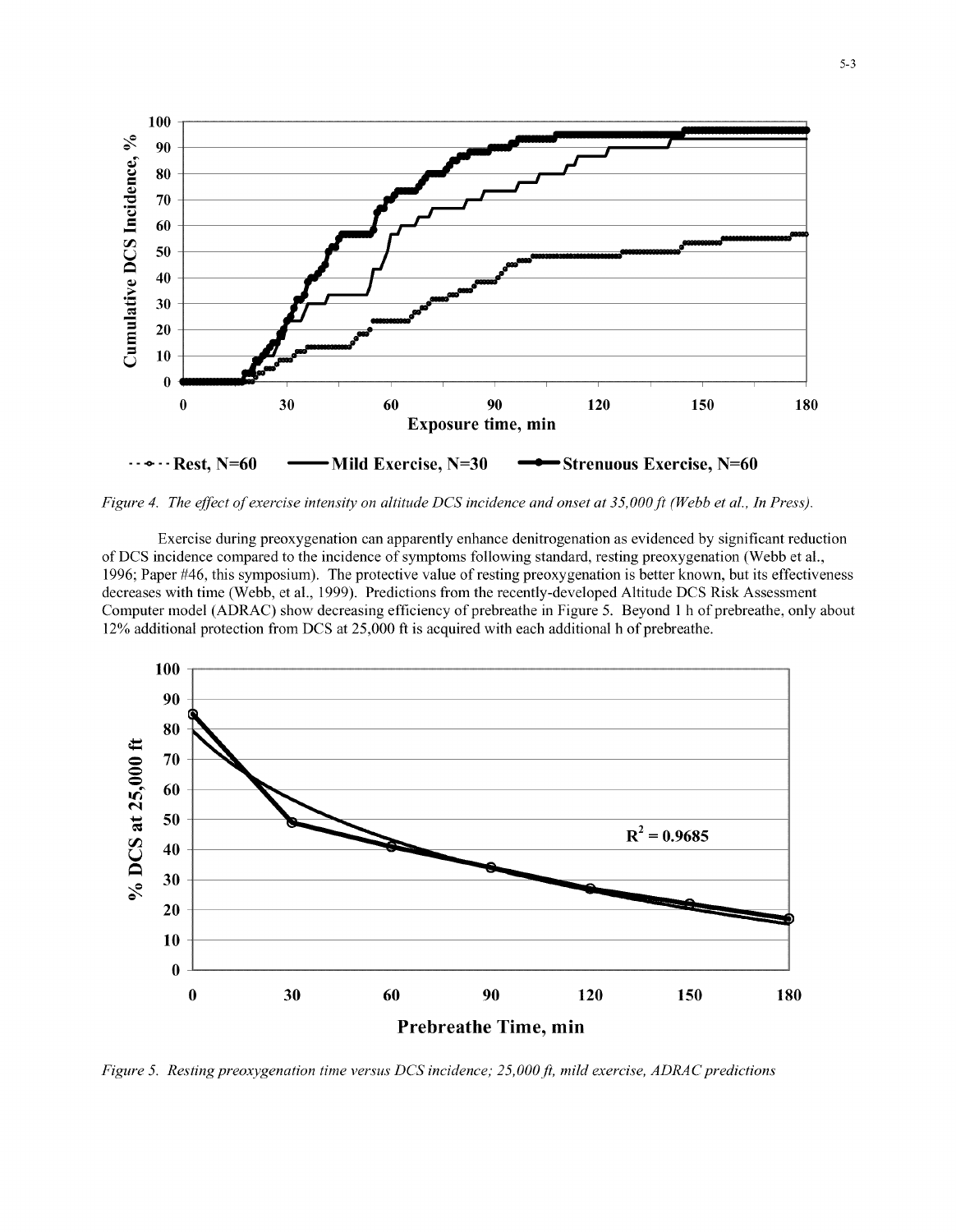*Figure 4. The effect of exercise intensity on altitude DCS incidence and onset at 35,000 ft (Webb et al., In Press).*

Exercise during preoxygenation can apparently enhance denitrogenation as evidenced by significant reduction of DCS incidence compared to the incidence of symptoms following standard, resting preoxygenation (Webb et al., 1996; Paper #46, this symposium). The protective value of resting preoxygenation is better known, but its effectiveness decreases with time (Webb, et al., 1999). Predictions from the recently-developed Altitude DCS Risk Assessment Computer model (ADRAC) show decreasing efficiency of prebreathe in Figure 5. Beyond 1 h of prebreathe, only about 12% additional protection from DCS at 25,000 ft is acquired with each additional h of prebreathe.

*Figure 5. Resting preoxygenation time versus DCS incidence; 25,000 ft, mild exercise, ADRAC predictions*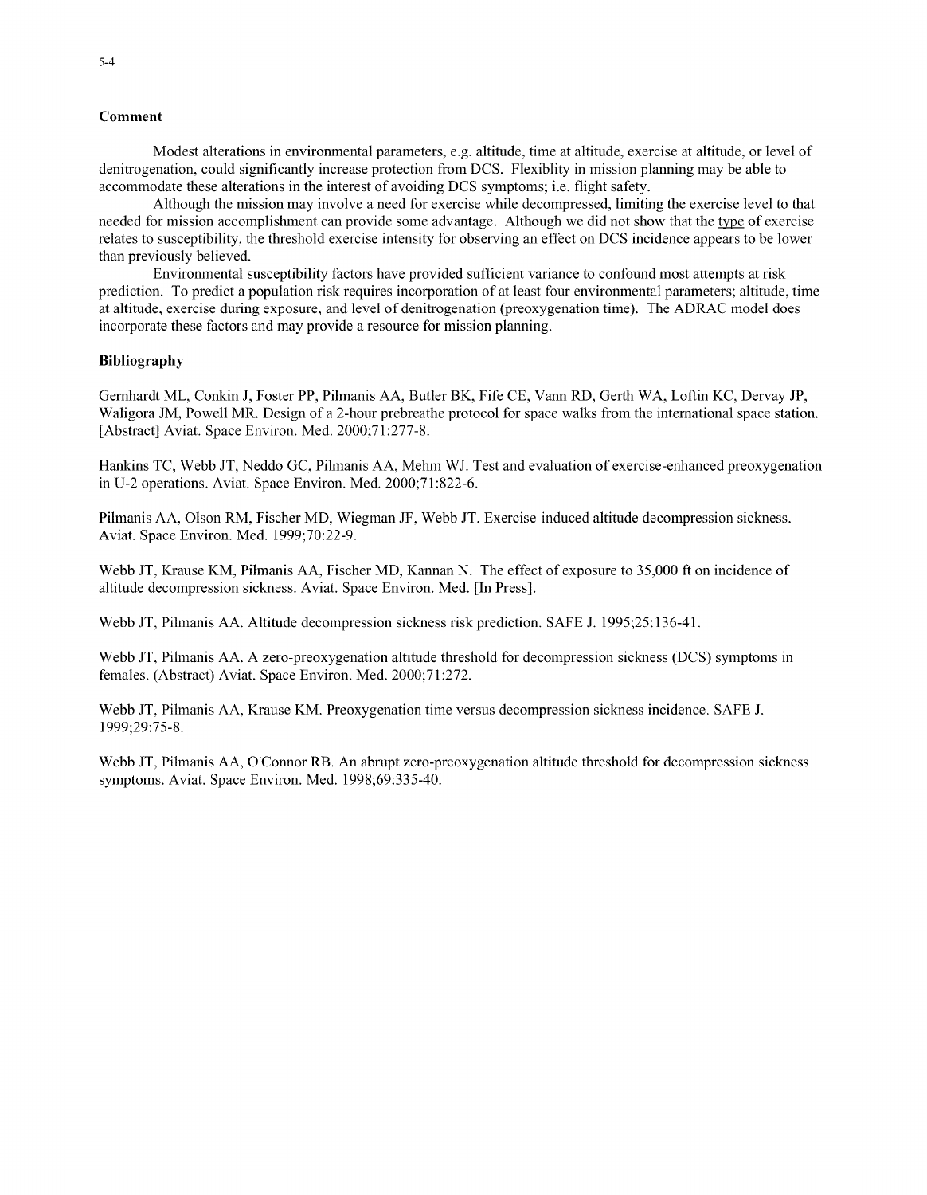## Comment

Modest alterations in environmental parameters, e.g. altitude, time at altitude, exercise at altitude, or level of denitrogenation, could significantly increase protection from DCS. Flexiblity in mission planning may be able to accommodate these alterations in the interest of avoiding DCS symptoms; i.e. flight safety.

Although the mission may involve a need for exercise while decompressed, limiting the exercise level to that needed for mission accomplishment can provide some advantage. Although we did not show that the type of exercise relates to susceptibility, the threshold exercise intensity for observing an effect on DCS incidence appears to be lower than previously believed.

Environmental susceptibility factors have provided sufficient variance to confound most attempts at risk prediction. To predict a population risk requires incorporation of at least four environmental parameters; altitude, time at altitude, exercise during exposure, and level of denitrogenation (preoxygenation time). The ADRAC model does incorporate these factors and may provide a resource for mission planning.

## Bibliography

Gernhardt ML, Conkin J, Foster PP, Pilmanis AA, Butler BK, Fife CE, Vann RD, Gerth WA, Loftin KC, Dervay JP, Waligora JM, Powell MR. Design of a 2-hour prebreathe protocol for space walks from the international space station. [Abstract] Aviat. Space Environ. Med. 2000;71:277-8.

Hankins TC, Webb JT, Neddo GC, Pilmanis AA, Mehm WJ. Test and evaluation of exercise-enhanced preoxygenation in U-2 operations. Aviat. Space Environ. Med. 2000;71:822-6.

Pilmanis AA, Olson RM, Fischer MD, Wiegman JF, Webb JT. Exercise-induced altitude decompression sickness. Aviat. Space Environ. Med. 1999;70:22-9.

Webb JT, Krause KM, Pilmanis AA, Fischer MD, Kannan N. The effect of exposure to 35,000 ft on incidence of altitude decompression sickness. Aviat. Space Environ. Med. [In Press].

Webb JT, Pilmanis AA. Altitude decompression sickness risk prediction. SAFE J. 1995;25:136-41.

Webb JT, Pilmanis AA. A zero-preoxygenation altitude threshold for decompression sickness (DCS) symptoms in females. (Abstract) Aviat. Space Environ. Med. 2000;71:272.

Webb JT, Pilmanis AA, Krause KM. Preoxygenation time versus decompression sickness incidence. SAFE J. 1999;29:75-8.

Webb JT, Pilmanis AA, O'Connor RB. An abrupt zero-preoxygenation altitude threshold for decompression sickness symptoms. Aviat. Space Environ. Med. 1998;69:335-40.